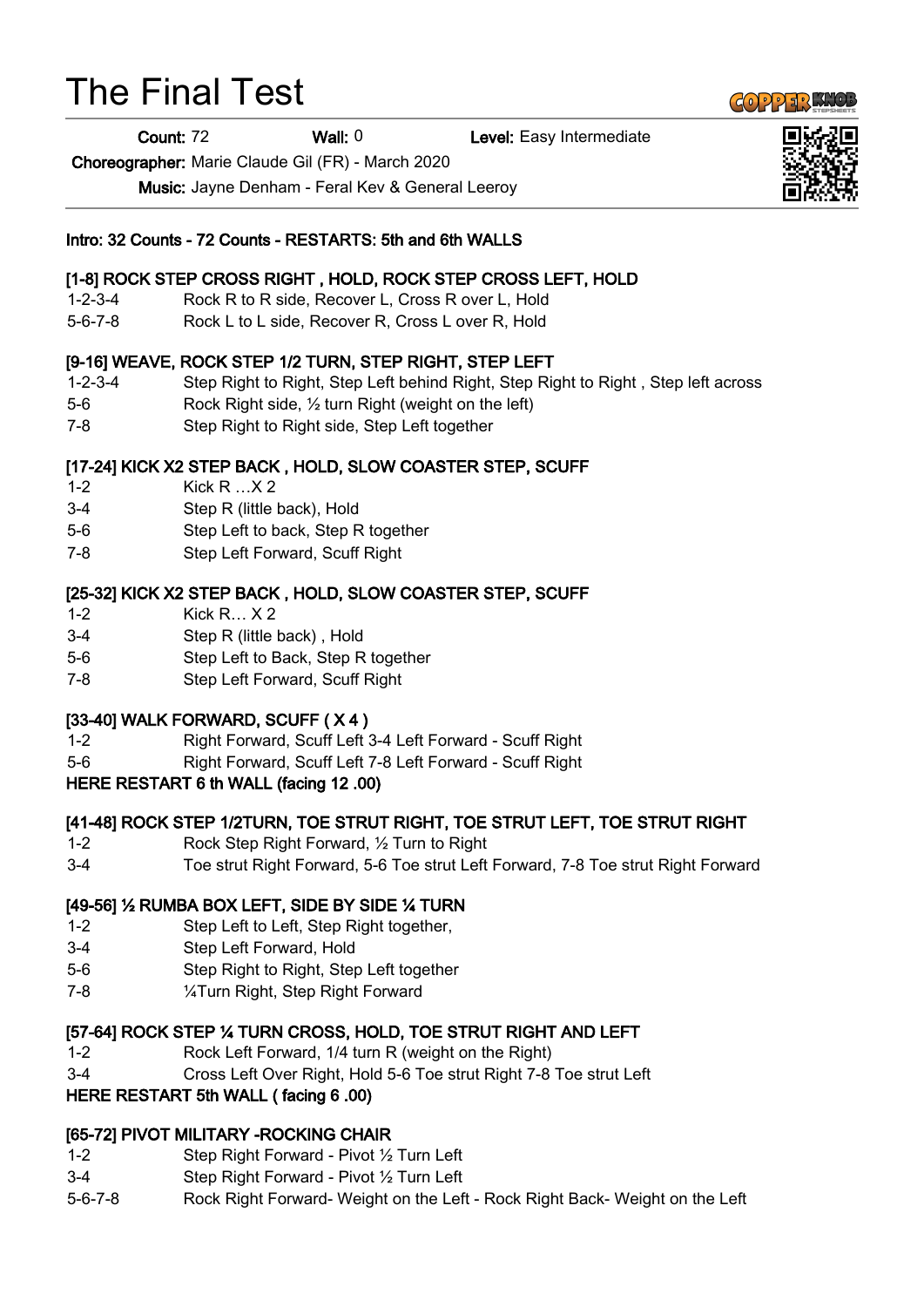# The Final Test

**Count:** 72 **Wall:** 0 **Level:** Easy Intermediate

**Choreographer:** Marie Claude Gil (FR) - March 2020

**Music:** Jayne Denham - Feral Kev & General Leeroy

**Intro: 32 Counts - 72 Counts - RESTARTS: 5th and 6th WALLS**

**[1-8] ROCK STEP CROSS RIGHT , HOLD, ROCK STEP CROSS LEFT, HOLD**

| | |
|---|---|
| 1-2-3-4 | Rock R to R side, Recover L, Cross R over L, Hold |
| 5-6-7-8 | Rock L to L side, Recover R, Cross L over R, Hold |

**[9-16] WEAVE, ROCK STEP 1/2 TURN, STEP RIGHT, STEP LEFT**

| | |
|---|---|
| 1-2-3-4 | Step Right to Right, Step Left behind Right, Step Right to Right , Step left across |
| 5-6 | Rock Right side, ½ turn Right (weight on the left) |
| 7-8 | Step Right to Right side, Step Left together |

**[17-24] KICK X2 STEP BACK , HOLD, SLOW COASTER STEP, SCUFF**

| | |
|---|---|
| 1-2 | Kick R …X 2 |
| 3-4 | Step R (little back), Hold |
| 5-6 | Step Left to back, Step R together |
| 7-8 | Step Left Forward, Scuff Right |

**[25-32] KICK X2 STEP BACK , HOLD, SLOW COASTER STEP, SCUFF**

| | |
|---|---|
| 1-2 | Kick R… X 2 |
| 3-4 | Step R (little back) , Hold |
| 5-6 | Step Left to Back, Step R together |
| 7-8 | Step Left Forward, Scuff Right |

**[33-40] WALK FORWARD, SCUFF ( X 4 )**

| | |
|---|---|
| 1-2 | Right Forward, Scuff Left 3-4 Left Forward - Scuff Right |
| 5-6 | Right Forward, Scuff Left 7-8 Left Forward - Scuff Right |

**HERE RESTART 6 th WALL (facing 12 .00)**

**[41-48] ROCK STEP 1/2TURN, TOE STRUT RIGHT, TOE STRUT LEFT, TOE STRUT RIGHT**

| | |
|---|---|
| 1-2 | Rock Step Right Forward, ½ Turn to Right |
| 3-4 | Toe strut Right Forward, 5-6 Toe strut Left Forward, 7-8 Toe strut Right Forward |

**[49-56] ½ RUMBA BOX LEFT, SIDE BY SIDE ¼ TURN**

| | |
|---|---|
| 1-2 | Step Left to Left, Step Right together, |
| 3-4 | Step Left Forward, Hold |
| 5-6 | Step Right to Right, Step Left together |
| 7-8 | ¼Turn Right, Step Right Forward |

**[57-64] ROCK STEP ¼ TURN CROSS, HOLD, TOE STRUT RIGHT AND LEFT**

| | |
|---|---|
| 1-2 | Rock Left Forward, 1/4 turn R (weight on the Right) |
| 3-4 | Cross Left Over Right, Hold 5-6 Toe strut Right 7-8 Toe strut Left |

**HERE RESTART 5th WALL ( facing 6 .00)**

**[65-72] PIVOT MILITARY -ROCKING CHAIR**

| | |
|---|---|
| 1-2 | Step Right Forward - Pivot ½ Turn Left |
| 3-4 | Step Right Forward - Pivot ½ Turn Left |
| 5-6-7-8 | Rock Right Forward- Weight on the Left - Rock Right Back- Weight on the Left |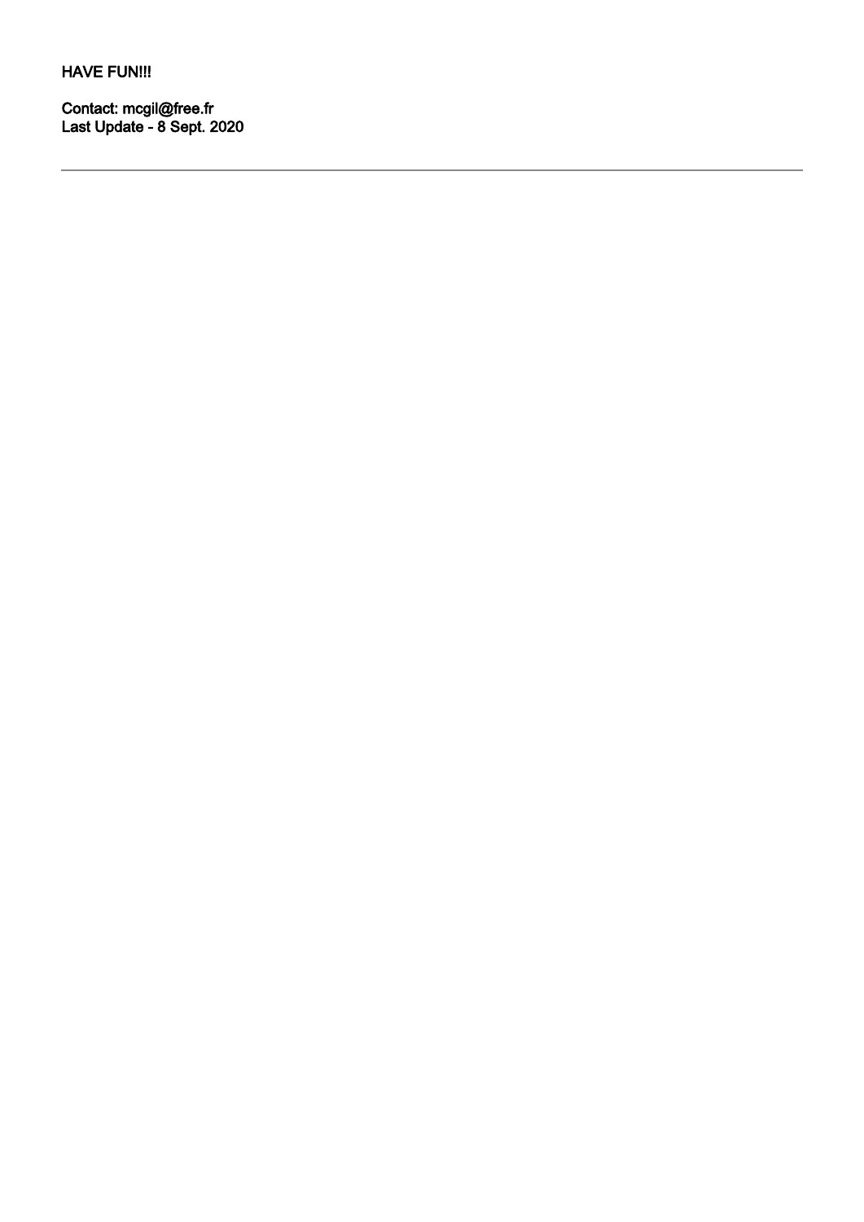**HAVE FUN!!!**

**Contact: mcgil@free.fr**
**Last Update - 8 Sept. 2020**

---